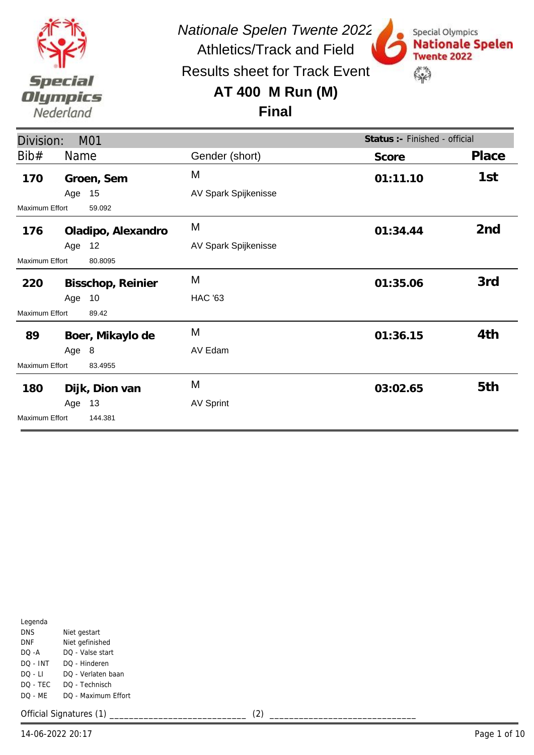*Nationale Spelen Twente 2022*

Athletics/Track and Field

Results sheet for Track Event

# AT 400 M Run (M)

## Final

**Division:** M01 — **Status :-** Finished - official

| Bib# | Name | Gender (short) | Score | Place |
|---|---|---|---|---|
| **170** | **Groen, Sem**<br>Age 15<br>Maximum Effort 59.092 | M<br>AV Spark Spijkenisse | **01:11.10** | **1st** |
| **176** | **Oladipo, Alexandro**<br>Age 12<br>Maximum Effort 80.8095 | M<br>AV Spark Spijkenisse | **01:34.44** | **2nd** |
| **220** | **Bisschop, Reinier**<br>Age 10<br>Maximum Effort 89.42 | M<br>HAC '63 | **01:35.06** | **3rd** |
| **89** | **Boer, Mikaylo de**<br>Age 8<br>Maximum Effort 83.4955 | M<br>AV Edam | **01:36.15** | **4th** |
| **180** | **Dijk, Dion van**<br>Age 13<br>Maximum Effort 144.381 | M<br>AV Sprint | **03:02.65** | **5th** |

Legenda

| | |
|---|---|
| DNS | Niet gestart |
| DNF | Niet gefinished |
| DQ -A | DQ - Valse start |
| DQ - INT | DQ - Hinderen |
| DQ - LI | DQ - Verlaten baan |
| DQ - TEC | DQ - Technisch |
| DQ - ME | DQ - Maximum Effort |

Official Signatures (1) ___________________________ (2) ____________________________

14-06-2022 20:17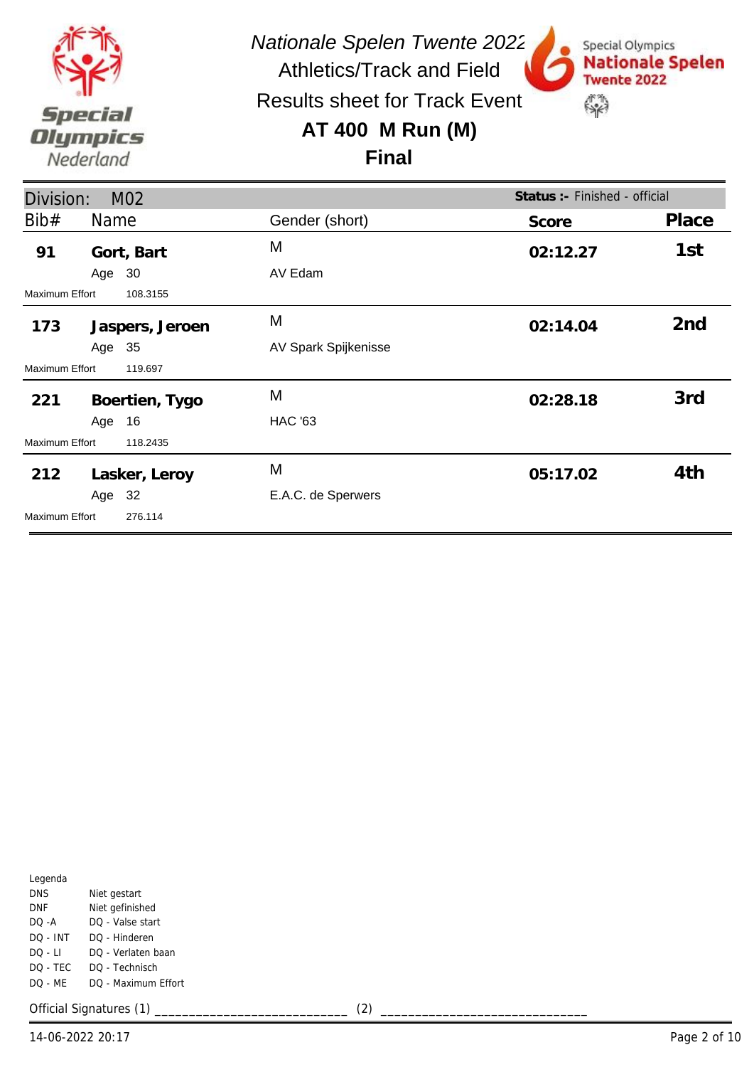*Nationale Spelen Twente 2022*

Athletics/Track and Field

Results sheet for Track Event

# AT 400 M Run (M)

## Final

Division: M02

**Status :-** Finished - official

| Bib# | Name | Gender (short) | Score | Place |
|---|---|---|---|---|
| 91 | **Gort, Bart** Age 30 Maximum Effort 108.3155 | M AV Edam | 02:12.27 | 1st |
| 173 | **Jaspers, Jeroen** Age 35 Maximum Effort 119.697 | M AV Spark Spijkenisse | 02:14.04 | 2nd |
| 221 | **Boertien, Tygo** Age 16 Maximum Effort 118.2435 | M HAC '63 | 02:28.18 | 3rd |
| 212 | **Lasker, Leroy** Age 32 Maximum Effort 276.114 | M E.A.C. de Sperwers | 05:17.02 | 4th |

Legenda

| | |
|---|---|
| DNS | Niet gestart |
| DNF | Niet gefinished |
| DQ -A | DQ - Valse start |
| DQ - INT | DQ - Hinderen |
| DQ - LI | DQ - Verlaten baan |
| DQ - TEC | DQ - Technisch |
| DQ - ME | DQ - Maximum Effort |

Official Signatures (1) ___________________________ (2) ____________________________

14-06-2022 20:17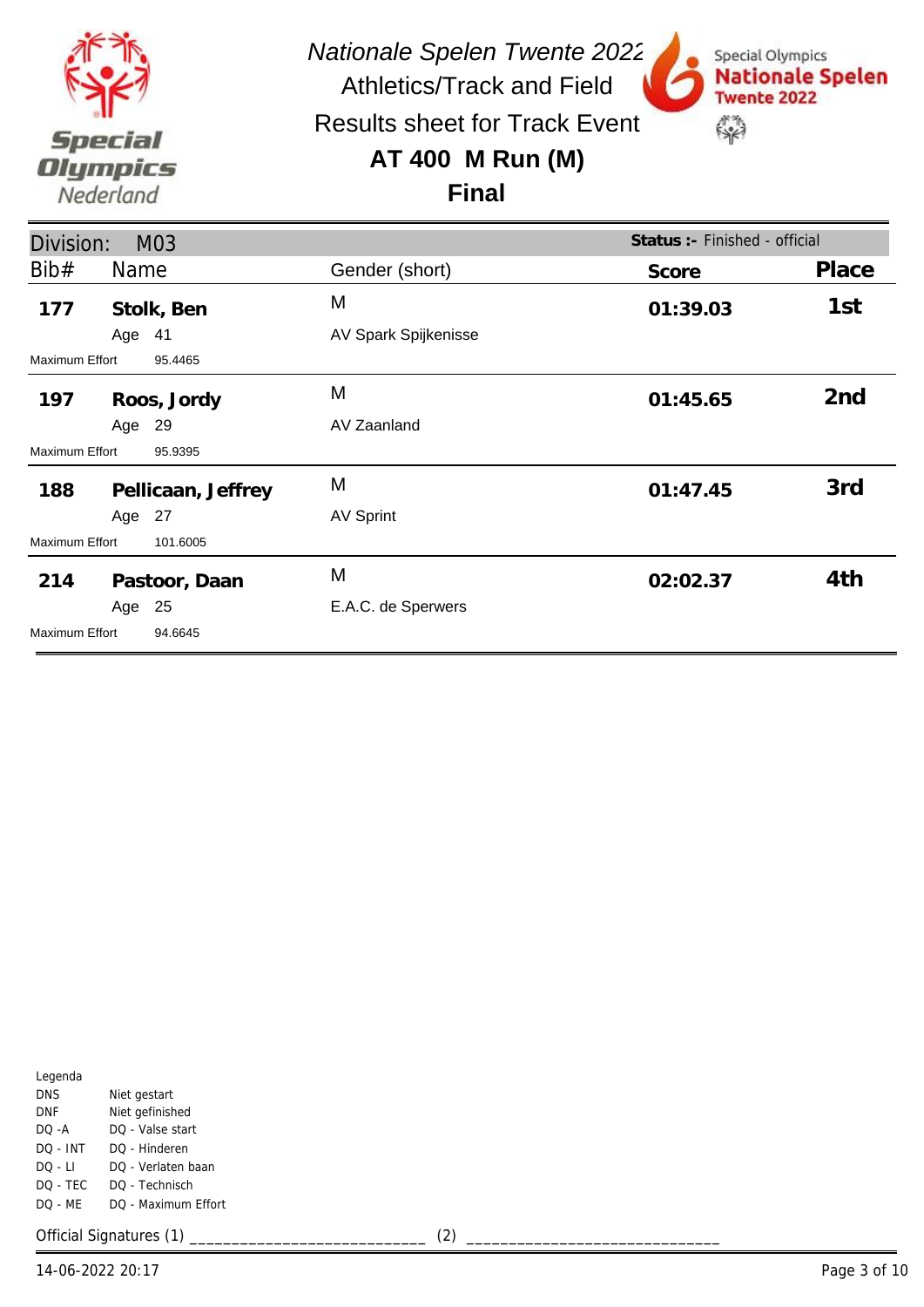*Nationale Spelen Twente 2022*

Athletics/Track and Field

Results sheet for Track Event

## AT 400 M Run (M)

## Final

Special Olympics Nederland

Special Olympics Nationale Spelen Twente 2022

Division: M03 | **Status :-** Finished - official

| Bib# | Name | Gender (short) | Score | Place |
|---|---|---|---|---|
| **177** | **Stolk, Ben** | M | **01:39.03** | **1st** |
| | Age 41 | AV Spark Spijkenisse | | |
| Maximum Effort | 95.4465 | | | |
| **197** | **Roos, Jordy** | M | **01:45.65** | **2nd** |
| | Age 29 | AV Zaanland | | |
| Maximum Effort | 95.9395 | | | |
| **188** | **Pellicaan, Jeffrey** | M | **01:47.45** | **3rd** |
| | Age 27 | AV Sprint | | |
| Maximum Effort | 101.6005 | | | |
| **214** | **Pastoor, Daan** | M | **02:02.37** | **4th** |
| | Age 25 | E.A.C. de Sperwers | | |
| Maximum Effort | 94.6645 | | | |

Legenda

| | |
|---|---|
| DNS | Niet gestart |
| DNF | Niet gefinished |
| DQ -A | DQ - Valse start |
| DQ - INT | DQ - Hinderen |
| DQ - LI | DQ - Verlaten baan |
| DQ - TEC | DQ - Technisch |
| DQ - ME | DQ - Maximum Effort |

Official Signatures (1) ___________________________ (2) ____________________________

14-06-2022 20:17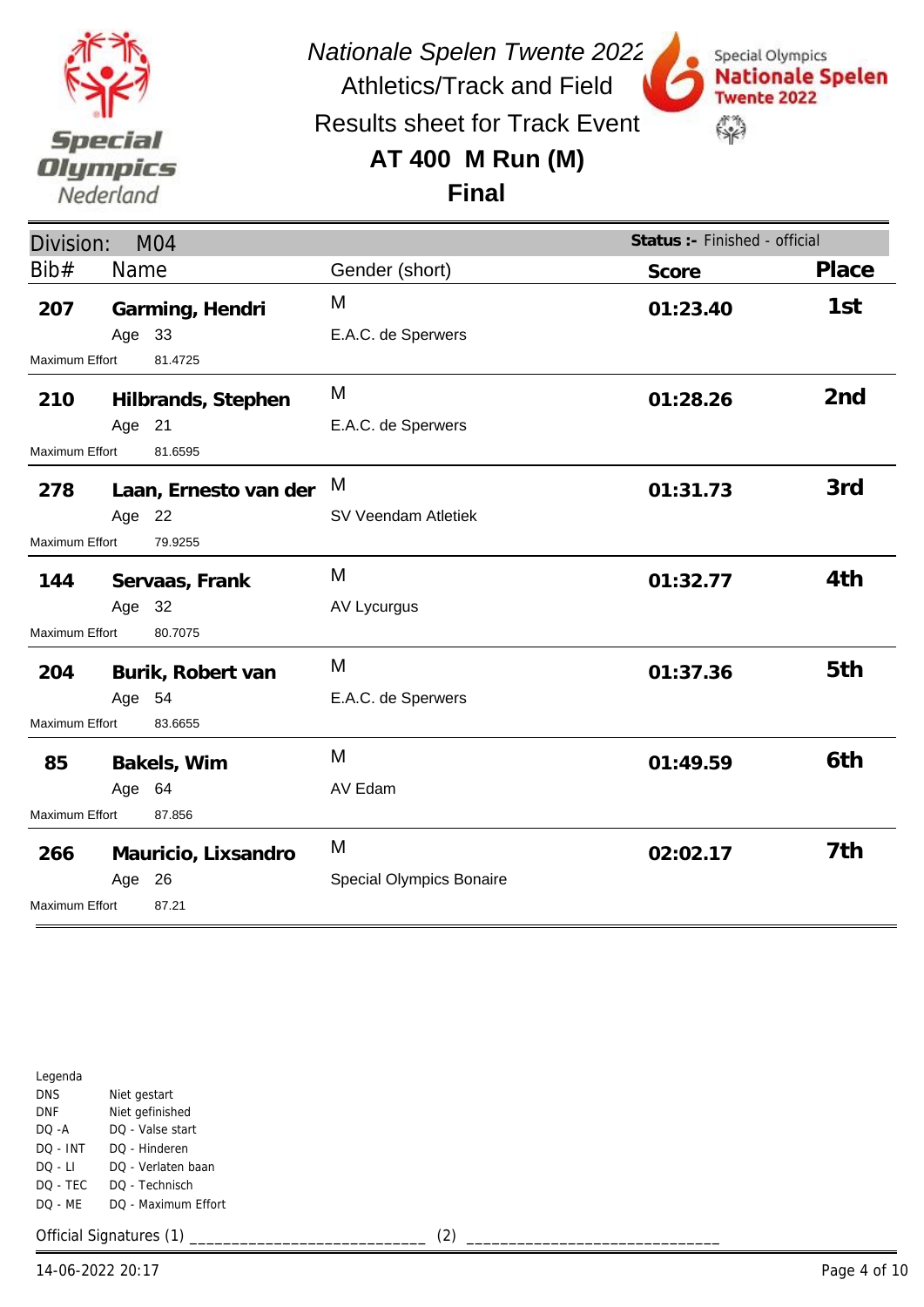*Nationale Spelen Twente 2022*

Athletics/Track and Field

Results sheet for Track Event

## AT 400 M Run (M)

## Final

Division: M04 — **Status :-** Finished - official

| Bib# | Name | Age | Gender (short) | Club | Maximum Effort | Score | Place |
|---|---|---|---|---|---|---|---|
| 207 | **Garming, Hendri** | 33 | M | E.A.C. de Sperwers | 81.4725 | 01:23.40 | 1st |
| 210 | **Hilbrands, Stephen** | 21 | M | E.A.C. de Sperwers | 81.6595 | 01:28.26 | 2nd |
| 278 | **Laan, Ernesto van der** | 22 | M | SV Veendam Atletiek | 79.9255 | 01:31.73 | 3rd |
| 144 | **Servaas, Frank** | 32 | M | AV Lycurgus | 80.7075 | 01:32.77 | 4th |
| 204 | **Burik, Robert van** | 54 | M | E.A.C. de Sperwers | 83.6655 | 01:37.36 | 5th |
| 85 | **Bakels, Wim** | 64 | M | AV Edam | 87.856 | 01:49.59 | 6th |
| 266 | **Mauricio, Lixsandro** | 26 | M | Special Olympics Bonaire | 87.21 | 02:02.17 | 7th |

Legenda

| | |
|---|---|
| DNS | Niet gestart |
| DNF | Niet gefinished |
| DQ -A | DQ - Valse start |
| DQ - INT | DQ - Hinderen |
| DQ - LI | DQ - Verlaten baan |
| DQ - TEC | DQ - Technisch |
| DQ - ME | DQ - Maximum Effort |

Official Signatures (1) ___________________________ (2) ____________________________

14-06-2022 20:17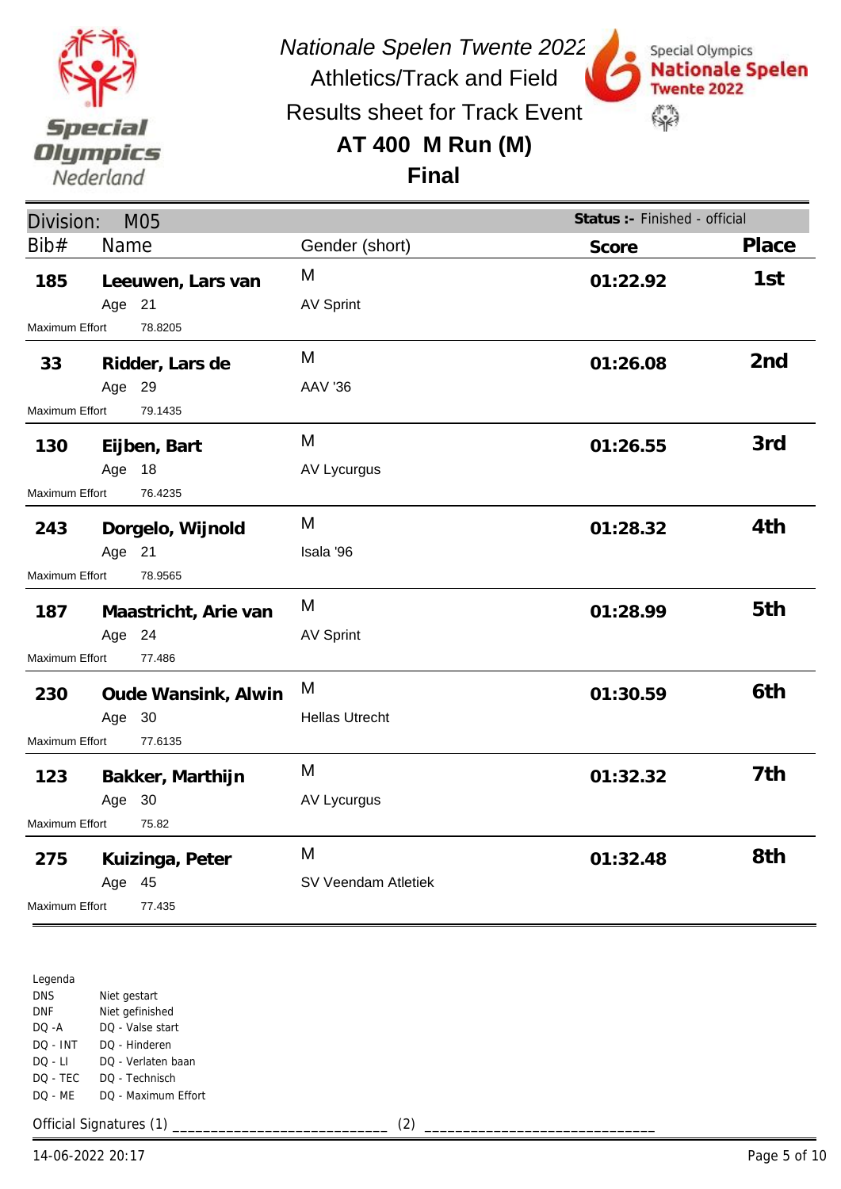*Nationale Spelen Twente 2022*

Athletics/Track and Field

Results sheet for Track Event

**AT 400 M Run (M)**

**Final**

Special Olympics Nederland

Special Olympics **Nationale Spelen Twente 2022**

Division: M05 | **Status :-** Finished - official

| Bib# | Name | Gender (short) | Score | Place |
|---|---|---|---|---|
| **185** | **Leeuwen, Lars van** Age 21 | M AV Sprint | **01:22.92** | **1st** |
| Maximum Effort | 78.8205 | | | |
| **33** | **Ridder, Lars de** Age 29 | M AAV '36 | **01:26.08** | **2nd** |
| Maximum Effort | 79.1435 | | | |
| **130** | **Eijben, Bart** Age 18 | M AV Lycurgus | **01:26.55** | **3rd** |
| Maximum Effort | 76.4235 | | | |
| **243** | **Dorgelo, Wijnold** Age 21 | M Isala '96 | **01:28.32** | **4th** |
| Maximum Effort | 78.9565 | | | |
| **187** | **Maastricht, Arie van** Age 24 | M AV Sprint | **01:28.99** | **5th** |
| Maximum Effort | 77.486 | | | |
| **230** | **Oude Wansink, Alwin** Age 30 | M Hellas Utrecht | **01:30.59** | **6th** |
| Maximum Effort | 77.6135 | | | |
| **123** | **Bakker, Marthijn** Age 30 | M AV Lycurgus | **01:32.32** | **7th** |
| Maximum Effort | 75.82 | | | |
| **275** | **Kuizinga, Peter** Age 45 | M SV Veendam Atletiek | **01:32.48** | **8th** |
| Maximum Effort | 77.435 | | | |

Legenda

| | |
|---|---|
| DNS | Niet gestart |
| DNF | Niet gefinished |
| DQ -A | DQ - Valse start |
| DQ - INT | DQ - Hinderen |
| DQ - LI | DQ - Verlaten baan |
| DQ - TEC | DQ - Technisch |
| DQ - ME | DQ - Maximum Effort |

Official Signatures (1) ___________________________ (2) ____________________________

14-06-2022 20:17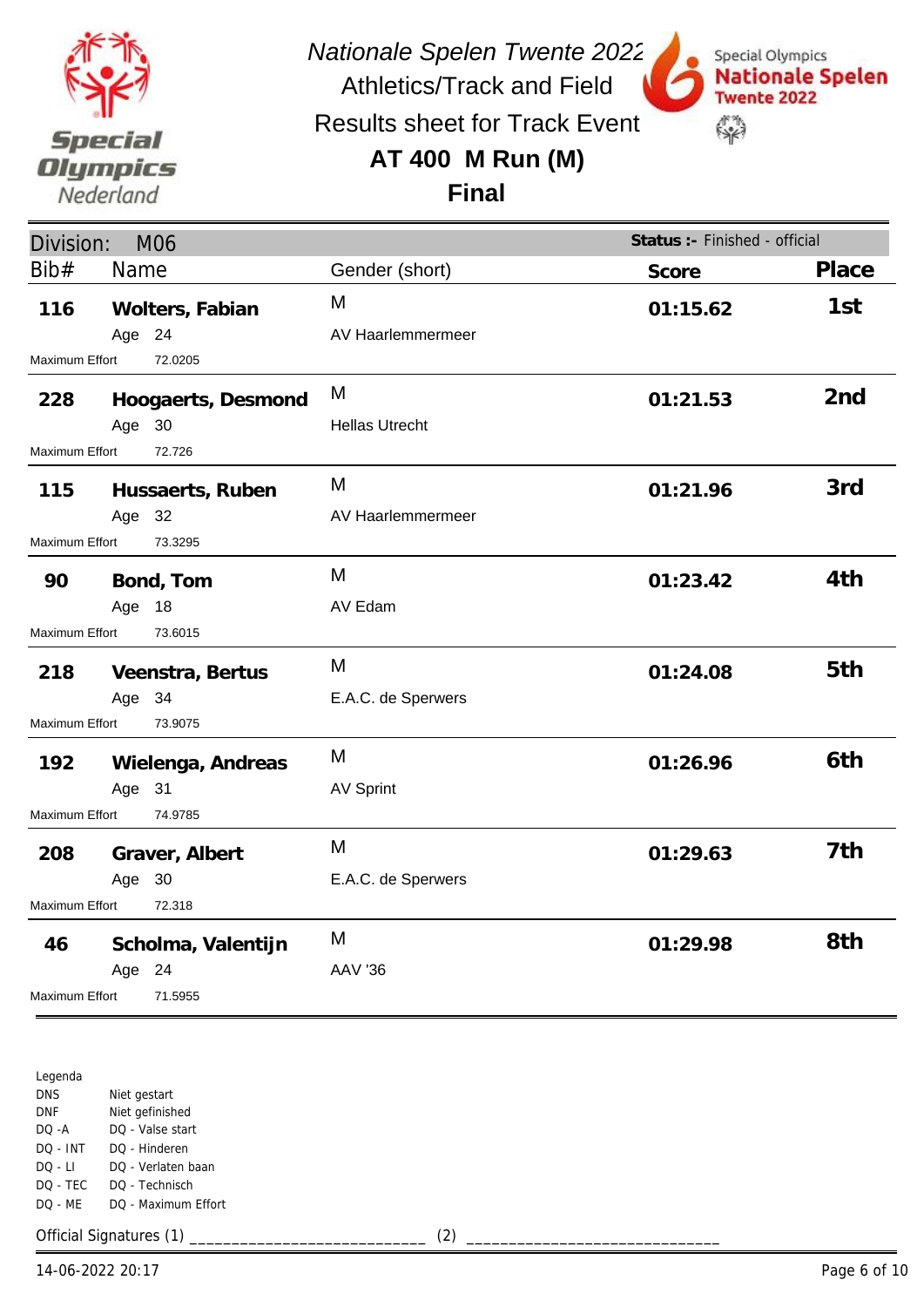# Nationale Spelen Twente 2022

Athletics/Track and Field

Results sheet for Track Event

## AT 400 M Run (M)

## Final

**Division: M06** — **Status :-** Finished - official

| Bib# | Name | Gender (short) | Score | Place |
|---|---|---|---|---|
| 116 | **Wolters, Fabian** Age 24 | M AV Haarlemmermeer | 01:15.62 | 1st |
| | Maximum Effort 72.0205 | | | |
| 228 | **Hoogaerts, Desmond** Age 30 | M Hellas Utrecht | 01:21.53 | 2nd |
| | Maximum Effort 72.726 | | | |
| 115 | **Hussaerts, Ruben** Age 32 | M AV Haarlemmermeer | 01:21.96 | 3rd |
| | Maximum Effort 73.3295 | | | |
| 90 | **Bond, Tom** Age 18 | M AV Edam | 01:23.42 | 4th |
| | Maximum Effort 73.6015 | | | |
| 218 | **Veenstra, Bertus** Age 34 | M E.A.C. de Sperwers | 01:24.08 | 5th |
| | Maximum Effort 73.9075 | | | |
| 192 | **Wielenga, Andreas** Age 31 | M AV Sprint | 01:26.96 | 6th |
| | Maximum Effort 74.9785 | | | |
| 208 | **Graver, Albert** Age 30 | M E.A.C. de Sperwers | 01:29.63 | 7th |
| | Maximum Effort 72.318 | | | |
| 46 | **Scholma, Valentijn** Age 24 | M AAV '36 | 01:29.98 | 8th |
| | Maximum Effort 71.5955 | | | |

Legenda

| | |
|---|---|
| DNS | Niet gestart |
| DNF | Niet gefinished |
| DQ -A | DQ - Valse start |
| DQ - INT | DQ - Hinderen |
| DQ - LI | DQ - Verlaten baan |
| DQ - TEC | DQ - Technisch |
| DQ - ME | DQ - Maximum Effort |

Official Signatures (1) ___________________________ (2) ____________________________

14-06-2022 20:17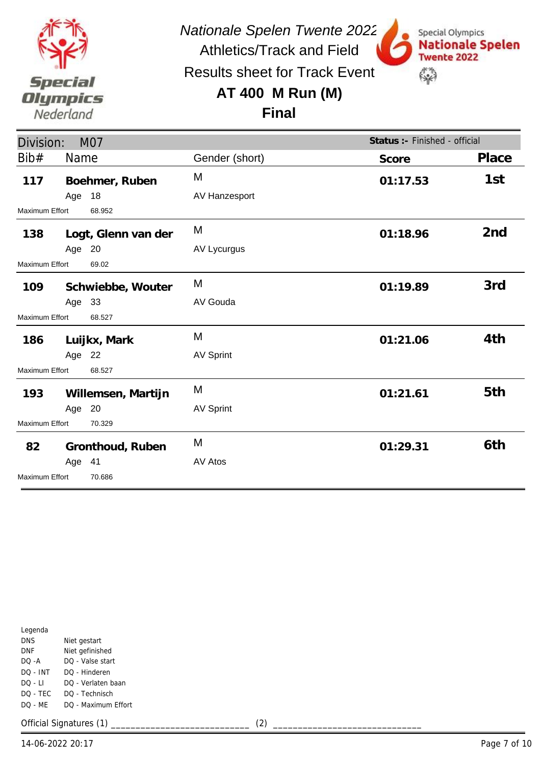*Nationale Spelen Twente 2022*

Athletics/Track and Field

Results sheet for Track Event

**AT 400 M Run (M)**

**Final**

Division: M07 — **Status :-** Finished - official

| Bib# | Name | Gender (short) | Score | Place |
|---|---|---|---|---|
| **117** | **Boehmer, Ruben**<br>Age 18<br>Maximum Effort 68.952 | M<br>AV Hanzesport | **01:17.53** | **1st** |
| **138** | **Logt, Glenn van der**<br>Age 20<br>Maximum Effort 69.02 | M<br>AV Lycurgus | **01:18.96** | **2nd** |
| **109** | **Schwiebbe, Wouter**<br>Age 33<br>Maximum Effort 68.527 | M<br>AV Gouda | **01:19.89** | **3rd** |
| **186** | **Luijkx, Mark**<br>Age 22<br>Maximum Effort 68.527 | M<br>AV Sprint | **01:21.06** | **4th** |
| **193** | **Willemsen, Martijn**<br>Age 20<br>Maximum Effort 70.329 | M<br>AV Sprint | **01:21.61** | **5th** |
| **82** | **Gronthoud, Ruben**<br>Age 41<br>Maximum Effort 70.686 | M<br>AV Atos | **01:29.31** | **6th** |

Legenda

| | |
|---|---|
| DNS | Niet gestart |
| DNF | Niet gefinished |
| DQ -A | DQ - Valse start |
| DQ - INT | DQ - Hinderen |
| DQ - LI | DQ - Verlaten baan |
| DQ - TEC | DQ - Technisch |
| DQ - ME | DQ - Maximum Effort |

Official Signatures (1) ___________________________ (2) ____________________________

14-06-2022 20:17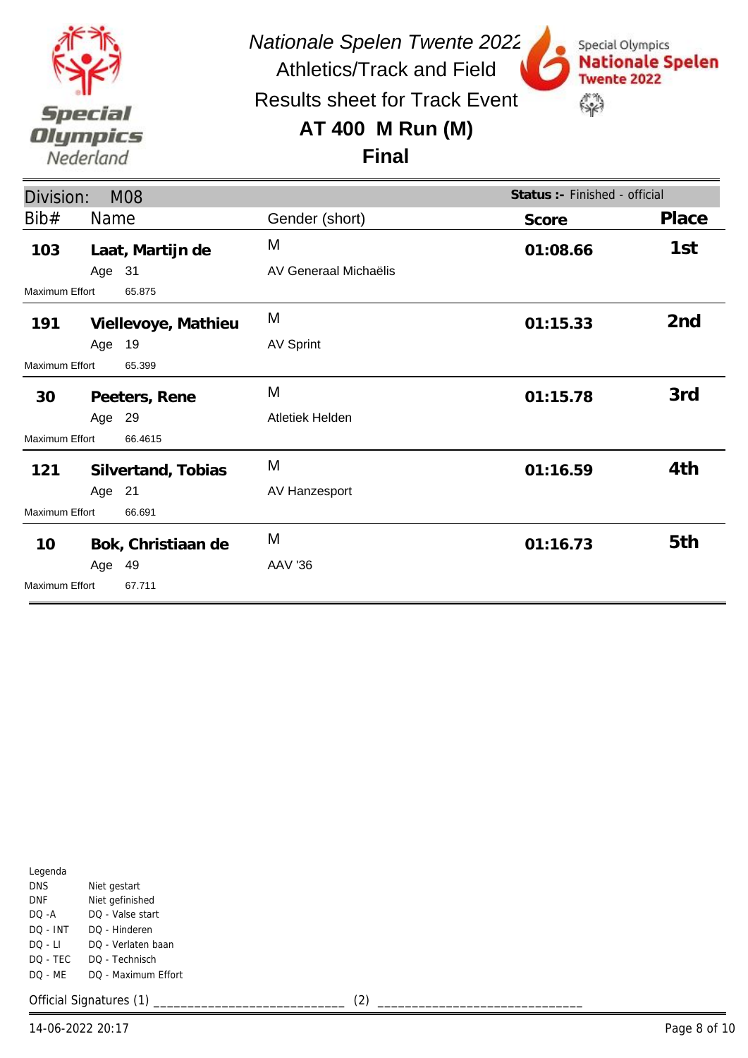*Nationale Spelen Twente 2022*

Athletics/Track and Field

Results sheet for Track Event

## AT 400 M Run (M)

## Final

Division: M08 — **Status :-** Finished - official

| Bib# | Name | Age | Gender (short) | Club | Maximum Effort | Score | Place |
|---|---|---|---|---|---|---|---|
| **103** | **Laat, Martijn de** | 31 | M | AV Generaal Michaëlis | 65.875 | **01:08.66** | **1st** |
| **191** | **Viellevoye, Mathieu** | 19 | M | AV Sprint | 65.399 | **01:15.33** | **2nd** |
| **30** | **Peeters, Rene** | 29 | M | Atletiek Helden | 66.4615 | **01:15.78** | **3rd** |
| **121** | **Silvertand, Tobias** | 21 | M | AV Hanzesport | 66.691 | **01:16.59** | **4th** |
| **10** | **Bok, Christiaan de** | 49 | M | AAV '36 | 67.711 | **01:16.73** | **5th** |

Legenda

| | |
|---|---|
| DNS | Niet gestart |
| DNF | Niet gefinished |
| DQ -A | DQ - Valse start |
| DQ - INT | DQ - Hinderen |
| DQ - LI | DQ - Verlaten baan |
| DQ - TEC | DQ - Technisch |
| DQ - ME | DQ - Maximum Effort |

Official Signatures (1) ___________________________ (2) ___________________________

14-06-2022 20:17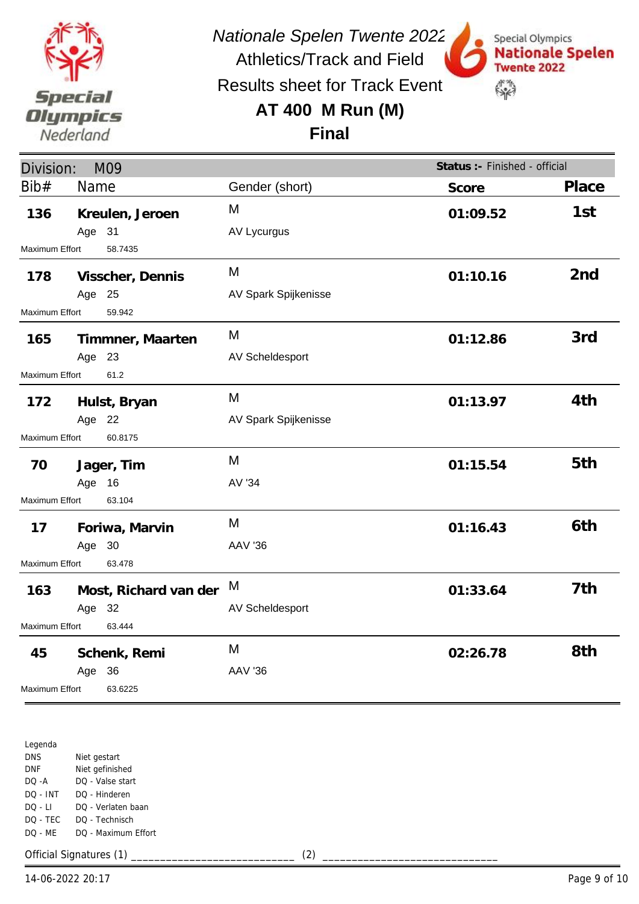*Nationale Spelen Twente 2022*

Athletics/Track and Field

Results sheet for Track Event

# AT 400 M Run (M)

## Final

Division: M09 — **Status :-** Finished - official

| Bib# | Name | Age | Maximum Effort | Gender (short) | Club | Score | Place |
|---|---|---|---|---|---|---|---|
| 136 | **Kreulen, Jeroen** | 31 | 58.7435 | M | AV Lycurgus | **01:09.52** | **1st** |
| 178 | **Visscher, Dennis** | 25 | 59.942 | M | AV Spark Spijkenisse | **01:10.16** | **2nd** |
| 165 | **Timmner, Maarten** | 23 | 61.2 | M | AV Scheldesport | **01:12.86** | **3rd** |
| 172 | **Hulst, Bryan** | 22 | 60.8175 | M | AV Spark Spijkenisse | **01:13.97** | **4th** |
| 70 | **Jager, Tim** | 16 | 63.104 | M | AV '34 | **01:15.54** | **5th** |
| 17 | **Foriwa, Marvin** | 30 | 63.478 | M | AAV '36 | **01:16.43** | **6th** |
| 163 | **Most, Richard van der** | 32 | 63.444 | M | AV Scheldesport | **01:33.64** | **7th** |
| 45 | **Schenk, Remi** | 36 | 63.6225 | M | AAV '36 | **02:26.78** | **8th** |

Legenda

| | |
|---|---|
| DNS | Niet gestart |
| DNF | Niet gefinished |
| DQ -A | DQ - Valse start |
| DQ - INT | DQ - Hinderen |
| DQ - LI | DQ - Verlaten baan |
| DQ - TEC | DQ - Technisch |
| DQ - ME | DQ - Maximum Effort |

Official Signatures (1) ___________________________ (2) ____________________________

14-06-2022 20:17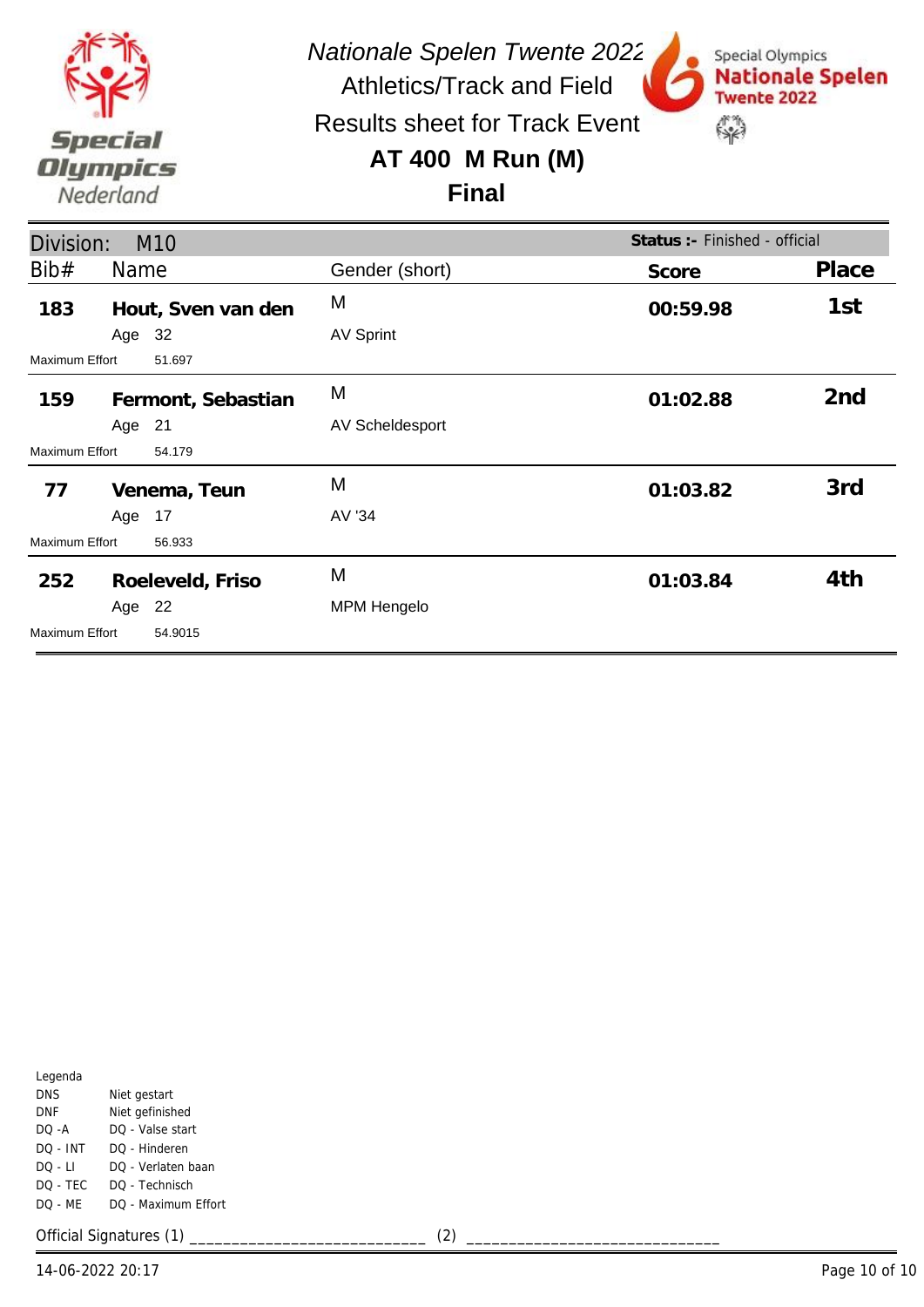*Nationale Spelen Twente 2022*

Athletics/Track and Field

Results sheet for Track Event

# AT 400 M Run (M)

## Final

Division: M10

**Status :-** Finished - official

| Bib# | Name | Gender (short) | Score | Place |
|---|---|---|---|---|
| **183** | **Hout, Sven van den** Age 32 | M AV Sprint | **00:59.98** | **1st** |
| Maximum Effort 51.697 | | | | |
| **159** | **Fermont, Sebastian** Age 21 | M AV Scheldesport | **01:02.88** | **2nd** |
| Maximum Effort 54.179 | | | | |
| **77** | **Venema, Teun** Age 17 | M AV '34 | **01:03.82** | **3rd** |
| Maximum Effort 56.933 | | | | |
| **252** | **Roeleveld, Friso** Age 22 | M MPM Hengelo | **01:03.84** | **4th** |
| Maximum Effort 54.9015 | | | | |

Legenda

| | |
|---|---|
| DNS | Niet gestart |
| DNF | Niet gefinished |
| DQ -A | DQ - Valse start |
| DQ - INT | DQ - Hinderen |
| DQ - LI | DQ - Verlaten baan |
| DQ - TEC | DQ - Technisch |
| DQ - ME | DQ - Maximum Effort |

Official Signatures (1) ___________________________ (2) ____________________________

14-06-2022 20:17